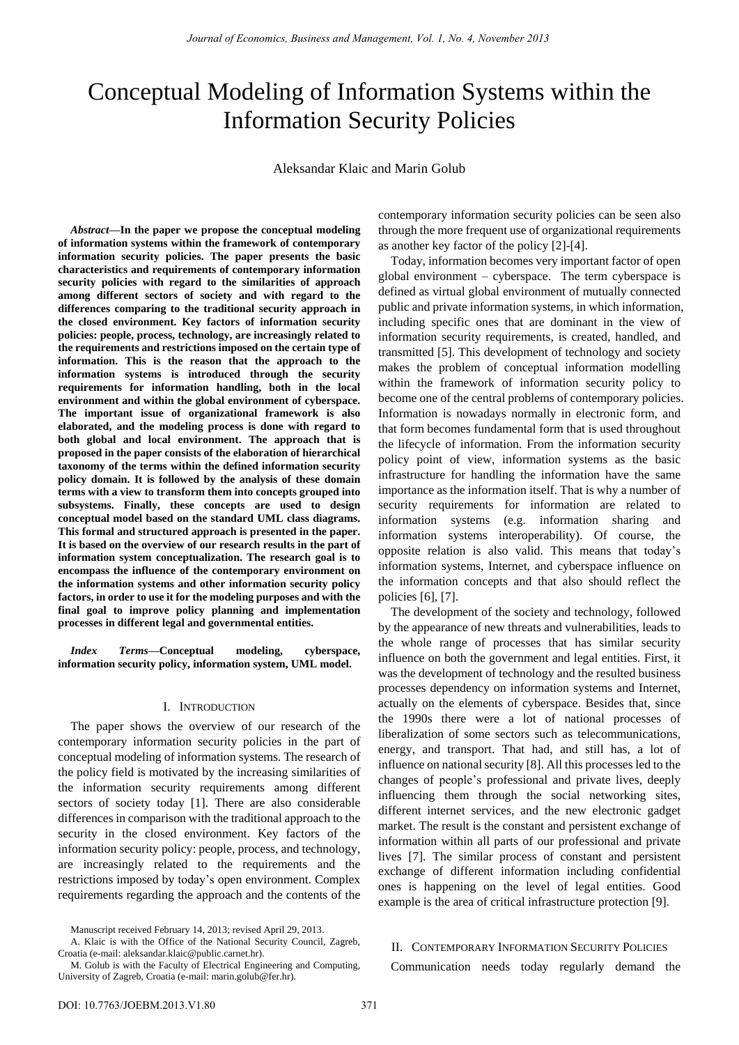# Conceptual Modeling of Information Systems within the Information Security Policies

Aleksandar Klaic and Marin Golub

***Abstract*—In the paper we propose the conceptual modeling of information systems within the framework of contemporary information security policies. The paper presents the basic characteristics and requirements of contemporary information security policies with regard to the similarities of approach among different sectors of society and with regard to the differences comparing to the traditional security approach in the closed environment. Key factors of information security policies: people, process, technology, are increasingly related to the requirements and restrictions imposed on the certain type of information. This is the reason that the approach to the information systems is introduced through the security requirements for information handling, both in the local environment and within the global environment of cyberspace. The important issue of organizational framework is also elaborated, and the modeling process is done with regard to both global and local environment. The approach that is proposed in the paper consists of the elaboration of hierarchical taxonomy of the terms within the defined information security policy domain. It is followed by the analysis of these domain terms with a view to transform them into concepts grouped into subsystems. Finally, these concepts are used to design conceptual model based on the standard UML class diagrams. This formal and structured approach is presented in the paper. It is based on the overview of our research results in the part of information system conceptualization. The research goal is to encompass the influence of the contemporary environment on the information systems and other information security policy factors, in order to use it for the modeling purposes and with the final goal to improve policy planning and implementation processes in different legal and governmental entities.**

***Index Terms*—Conceptual modeling, cyberspace, information security policy, information system, UML model.**

## I. Introduction

The paper shows the overview of our research of the contemporary information security policies in the part of conceptual modeling of information systems. The research of the policy field is motivated by the increasing similarities of the information security requirements among different sectors of society today [1]. There are also considerable differences in comparison with the traditional approach to the security in the closed environment. Key factors of the information security policy: people, process, and technology, are increasingly related to the requirements and the restrictions imposed by today's open environment. Complex requirements regarding the approach and the contents of the contemporary information security policies can be seen also through the more frequent use of organizational requirements as another key factor of the policy [2]-[4].

Today, information becomes very important factor of open global environment – cyberspace. The term cyberspace is defined as virtual global environment of mutually connected public and private information systems, in which information, including specific ones that are dominant in the view of information security requirements, is created, handled, and transmitted [5]. This development of technology and society makes the problem of conceptual information modelling within the framework of information security policy to become one of the central problems of contemporary policies. Information is nowadays normally in electronic form, and that form becomes fundamental form that is used throughout the lifecycle of information. From the information security policy point of view, information systems as the basic infrastructure for handling the information have the same importance as the information itself. That is why a number of security requirements for information are related to information systems (e.g. information sharing and information systems interoperability). Of course, the opposite relation is also valid. This means that today's information systems, Internet, and cyberspace influence on the information concepts and that also should reflect the policies [6], [7].

The development of the society and technology, followed by the appearance of new threats and vulnerabilities, leads to the whole range of processes that has similar security influence on both the government and legal entities. First, it was the development of technology and the resulted business processes dependency on information systems and Internet, actually on the elements of cyberspace. Besides that, since the 1990s there were a lot of national processes of liberalization of some sectors such as telecommunications, energy, and transport. That had, and still has, a lot of influence on national security [8]. All this processes led to the changes of people's professional and private lives, deeply influencing them through the social networking sites, different internet services, and the new electronic gadget market. The result is the constant and persistent exchange of information within all parts of our professional and private lives [7]. The similar process of constant and persistent exchange of different information including confidential ones is happening on the level of legal entities. Good example is the area of critical infrastructure protection [9].

## II. Contemporary Information Security Policies

Communication needs today regularly demand the

---

Manuscript received February 14, 2013; revised April 29, 2013.

A. Klaic is with the Office of the National Security Council, Zagreb, Croatia (e-mail: aleksandar.klaic@public.carnet.hr).

M. Golub is with the Faculty of Electrical Engineering and Computing, University of Zagreb, Croatia (e-mail: marin.golub@fer.hr).

DOI: 10.7763/JOEBM.2013.V1.80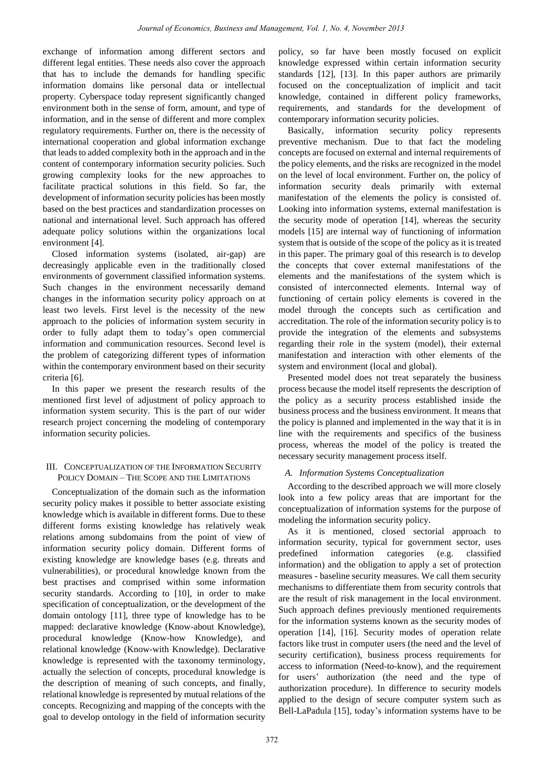exchange of information among different sectors and different legal entities. These needs also cover the approach that has to include the demands for handling specific information domains like personal data or intellectual property. Cyberspace today represent significantly changed environment both in the sense of form, amount, and type of information, and in the sense of different and more complex regulatory requirements. Further on, there is the necessity of international cooperation and global information exchange that leads to added complexity both in the approach and in the content of contemporary information security policies. Such growing complexity looks for the new approaches to facilitate practical solutions in this field. So far, the development of information security policies has been mostly based on the best practices and standardization processes on national and international level. Such approach has offered adequate policy solutions within the organizations local environment [4].

Closed information systems (isolated, air-gap) are decreasingly applicable even in the traditionally closed environments of government classified information systems. Such changes in the environment necessarily demand changes in the information security policy approach on at least two levels. First level is the necessity of the new approach to the policies of information system security in order to fully adapt them to today's open commercial information and communication resources. Second level is the problem of categorizing different types of information within the contemporary environment based on their security criteria [6].

In this paper we present the research results of the mentioned first level of adjustment of policy approach to information system security. This is the part of our wider research project concerning the modeling of contemporary information security policies.

## III. Conceptualization of the Information Security Policy Domain – The Scope and the Limitations

Conceptualization of the domain such as the information security policy makes it possible to better associate existing knowledge which is available in different forms. Due to these different forms existing knowledge has relatively weak relations among subdomains from the point of view of information security policy domain. Different forms of existing knowledge are knowledge bases (e.g. threats and vulnerabilities), or procedural knowledge known from the best practises and comprised within some information security standards. According to [10], in order to make specification of conceptualization, or the development of the domain ontology [11], three type of knowledge has to be mapped: declarative knowledge (Know-about Knowledge), procedural knowledge (Know-how Knowledge), and relational knowledge (Know-with Knowledge). Declarative knowledge is represented with the taxonomy terminology, actually the selection of concepts, procedural knowledge is the description of meaning of such concepts, and finally, relational knowledge is represented by mutual relations of the concepts. Recognizing and mapping of the concepts with the goal to develop ontology in the field of information security policy, so far have been mostly focused on explicit knowledge expressed within certain information security standards [12], [13]. In this paper authors are primarily focused on the conceptualization of implicit and tacit knowledge, contained in different policy frameworks, requirements, and standards for the development of contemporary information security policies.

Basically, information security policy represents preventive mechanism. Due to that fact the modeling concepts are focused on external and internal requirements of the policy elements, and the risks are recognized in the model on the level of local environment. Further on, the policy of information security deals primarily with external manifestation of the elements the policy is consisted of. Looking into information systems, external manifestation is the security mode of operation [14], whereas the security models [15] are internal way of functioning of information system that is outside of the scope of the policy as it is treated in this paper. The primary goal of this research is to develop the concepts that cover external manifestations of the elements and the manifestations of the system which is consisted of interconnected elements. Internal way of functioning of certain policy elements is covered in the model through the concepts such as certification and accreditation. The role of the information security policy is to provide the integration of the elements and subsystems regarding their role in the system (model), their external manifestation and interaction with other elements of the system and environment (local and global).

Presented model does not treat separately the business process because the model itself represents the description of the policy as a security process established inside the business process and the business environment. It means that the policy is planned and implemented in the way that it is in line with the requirements and specifics of the business process, whereas the model of the policy is treated the necessary security management process itself.

### A. Information Systems Conceptualization

According to the described approach we will more closely look into a few policy areas that are important for the conceptualization of information systems for the purpose of modeling the information security policy.

As it is mentioned, closed sectorial approach to information security, typical for government sector, uses predefined information categories (e.g. classified information) and the obligation to apply a set of protection measures - baseline security measures. We call them security mechanisms to differentiate them from security controls that are the result of risk management in the local environment. Such approach defines previously mentioned requirements for the information systems known as the security modes of operation [14], [16]. Security modes of operation relate factors like trust in computer users (the need and the level of security certification), business process requirements for access to information (Need-to-know), and the requirement for users' authorization (the need and the type of authorization procedure). In difference to security models applied to the design of secure computer system such as Bell-LaPadula [15], today's information systems have to be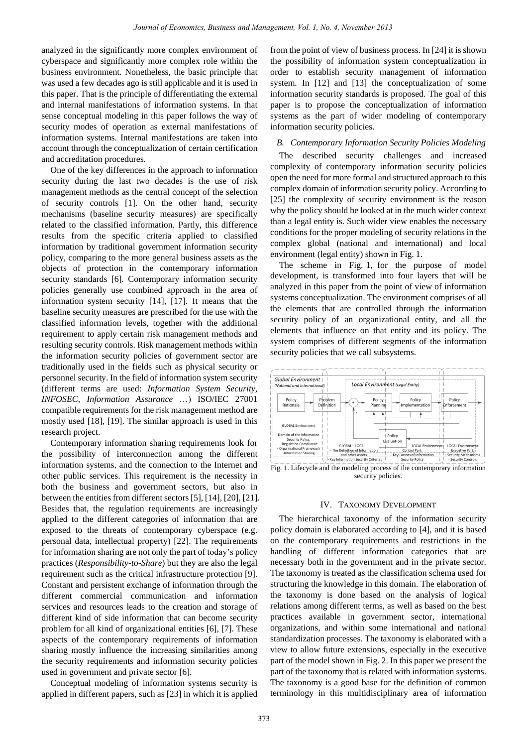analyzed in the significantly more complex environment of cyberspace and significantly more complex role within the business environment. Nonetheless, the basic principle that was used a few decades ago is still applicable and it is used in this paper. That is the principle of differentiating the external and internal manifestations of information systems. In that sense conceptual modeling in this paper follows the way of security modes of operation as external manifestations of information systems. Internal manifestations are taken into account through the conceptualization of certain certification and accreditation procedures.

One of the key differences in the approach to information security during the last two decades is the use of risk management methods as the central concept of the selection of security controls [1]. On the other hand, security mechanisms (baseline security measures) are specifically related to the classified information. Partly, this difference results from the specific criteria applied to classified information by traditional government information security policy, comparing to the more general business assets as the objects of protection in the contemporary information security standards [6]. Contemporary information security policies generally use combined approach in the area of information system security [14], [17]. It means that the baseline security measures are prescribed for the use with the classified information levels, together with the additional requirement to apply certain risk management methods and resulting security controls. Risk management methods within the information security policies of government sector are traditionally used in the fields such as physical security or personnel security. In the field of information system security (different terms are used: *Information System Security*, *INFOSEC*, *Information Assurance* …) ISO/IEC 27001 compatible requirements for the risk management method are mostly used [18], [19]. The similar approach is used in this research project.

Contemporary information sharing requirements look for the possibility of interconnection among the different information systems, and the connection to the Internet and other public services. This requirement is the necessity in both the business and government sectors, but also in between the entities from different sectors [5], [14], [20], [21]. Besides that, the regulation requirements are increasingly applied to the different categories of information that are exposed to the threats of contemporary cyberspace (e.g. personal data, intellectual property) [22]. The requirements for information sharing are not only the part of today's policy practices (*Responsibility-to-Share*) but they are also the legal requirement such as the critical infrastructure protection [9]. Constant and persistent exchange of information through the different commercial communication and information services and resources leads to the creation and storage of different kind of side information that can become security problem for all kind of organizational entities [6], [7]. These aspects of the contemporary requirements of information sharing mostly influence the increasing similarities among the security requirements and information security policies used in government and private sector [6].

Conceptual modeling of information systems security is applied in different papers, such as [23] in which it is applied from the point of view of business process. In [24] it is shown the possibility of information system conceptualization in order to establish security management of information system. In [12] and [13] the conceptualization of some information security standards is proposed. The goal of this paper is to propose the conceptualization of information systems as the part of wider modeling of contemporary information security policies.

### B. Contemporary Information Security Policies Modeling

The described security challenges and increased complexity of contemporary information security policies open the need for more formal and structured approach to this complex domain of information security policy. According to [25] the complexity of security environment is the reason why the policy should be looked at in the much wider context than a legal entity is. Such wider view enables the necessary conditions for the proper modeling of security relations in the complex global (national and international) and local environment (legal entity) shown in Fig. 1.

The scheme in Fig. 1, for the purpose of model development, is transformed into four layers that will be analyzed in this paper from the point of view of information systems conceptualization. The environment comprises of all the elements that are controlled through the information security policy of an organizational entity, and all the elements that influence on that entity and its policy. The system comprises of different segments of the information security policies that we call subsystems.

Fig. 1. Lifecycle and the modeling process of the contemporary information security policies.

## IV. Taxonomy Development

The hierarchical taxonomy of the information security policy domain is elaborated according to [4], and it is based on the contemporary requirements and restrictions in the handling of different information categories that are necessary both in the government and in the private sector. The taxonomy is treated as the classification schema used for structuring the knowledge in this domain. The elaboration of the taxonomy is done based on the analysis of logical relations among different terms, as well as based on the best practices available in government sector, international organizations, and within some international and national standardization processes. The taxonomy is elaborated with a view to allow future extensions, especially in the executive part of the model shown in Fig. 2. In this paper we present the part of the taxonomy that is related with information systems. The taxonomy is a good base for the definition of common terminology in this multidisciplinary area of information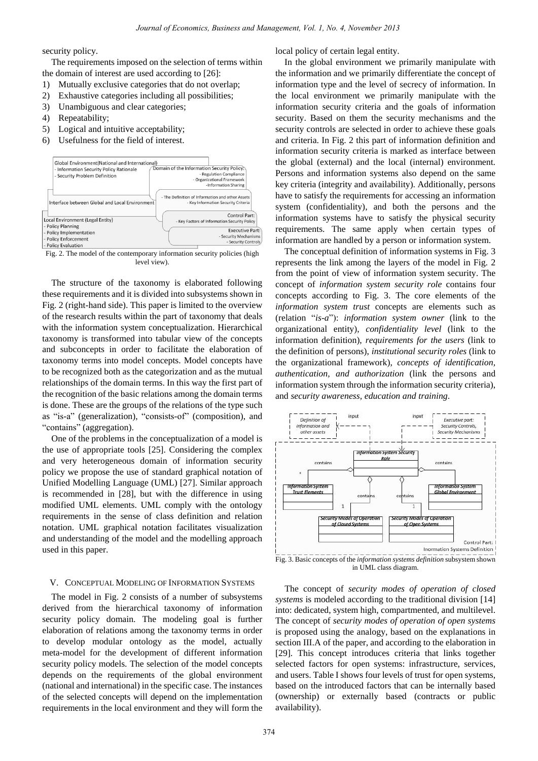security policy.

The requirements imposed on the selection of terms within the domain of interest are used according to [26]:

1) Mutually exclusive categories that do not overlap;
2) Exhaustive categories including all possibilities;
3) Unambiguous and clear categories;
4) Repeatability;
5) Logical and intuitive acceptability;
6) Usefulness for the field of interest.

Fig. 2. The model of the contemporary information security policies (high level view).

The structure of the taxonomy is elaborated following these requirements and it is divided into subsystems shown in Fig. 2 (right-hand side). This paper is limited to the overview of the research results within the part of taxonomy that deals with the information system conceptualization. Hierarchical taxonomy is transformed into tabular view of the concepts and subconcepts in order to facilitate the elaboration of taxonomy terms into model concepts. Model concepts have to be recognized both as the categorization and as the mutual relationships of the domain terms. In this way the first part of the recognition of the basic relations among the domain terms is done. These are the groups of the relations of the type such as "is-a" (generalization), "consists-of" (composition), and "contains" (aggregation).

One of the problems in the conceptualization of a model is the use of appropriate tools [25]. Considering the complex and very heterogeneous domain of information security policy we propose the use of standard graphical notation of Unified Modelling Language (UML) [27]. Similar approach is recommended in [28], but with the difference in using modified UML elements. UML comply with the ontology requirements in the sense of class definition and relation notation. UML graphical notation facilitates visualization and understanding of the model and the modelling approach used in this paper.

## V. Conceptual Modeling of Information Systems

The model in Fig. 2 consists of a number of subsystems derived from the hierarchical taxonomy of information security policy domain. The modeling goal is further elaboration of relations among the taxonomy terms in order to develop modular ontology as the model, actually meta-model for the development of different information security policy models. The selection of the model concepts depends on the requirements of the global environment (national and international) in the specific case. The instances of the selected concepts will depend on the implementation requirements in the local environment and they will form the local policy of certain legal entity.

In the global environment we primarily manipulate with the information and we primarily differentiate the concept of information type and the level of secrecy of information. In the local environment we primarily manipulate with the information security criteria and the goals of information security. Based on them the security mechanisms and the security controls are selected in order to achieve these goals and criteria. In Fig. 2 this part of information definition and information security criteria is marked as interface between the global (external) and the local (internal) environment. Persons and information systems also depend on the same key criteria (integrity and availability). Additionally, persons have to satisfy the requirements for accessing an information system (confidentiality), and both the persons and the information systems have to satisfy the physical security requirements. The same apply when certain types of information are handled by a person or information system.

The conceptual definition of information systems in Fig. 3 represents the link among the layers of the model in Fig. 2 from the point of view of information system security. The concept of *information system security role* contains four concepts according to Fig. 3. The core elements of the *information system trust* concepts are elements such as (relation "*is-a*"): *information system owner* (link to the organizational entity), *confidentiality level* (link to the information definition), *requirements for the users* (link to the definition of persons), *institutional security roles* (link to the organizational framework), *concepts of identification, authentication, and authorization* (link the persons and information system through the information security criteria), and *security awareness, education and training*.

Fig. 3. Basic concepts of the *information systems definition* subsystem shown in UML class diagram.

The concept of *security modes of operation of closed systems* is modeled according to the traditional division [14] into: dedicated, system high, compartmented, and multilevel. The concept of *security modes of operation of open systems* is proposed using the analogy, based on the explanations in section III.A of the paper, and according to the elaboration in [29]. This concept introduces criteria that links together selected factors for open systems: infrastructure, services, and users. Table I shows four levels of trust for open systems, based on the introduced factors that can be internally based (ownership) or externally based (contracts or public availability).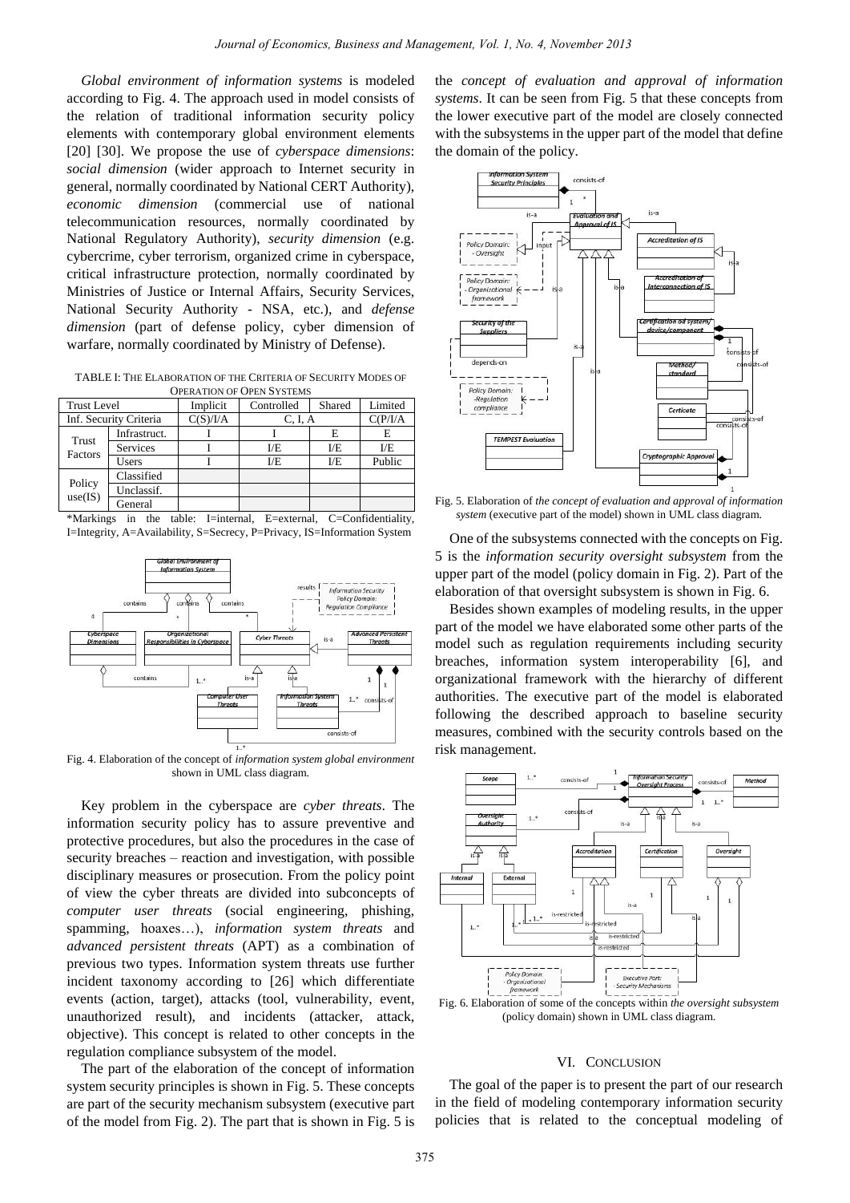*Global environment of information systems* is modeled according to Fig. 4. The approach used in model consists of the relation of traditional information security policy elements with contemporary global environment elements [20] [30]. We propose the use of *cyberspace dimensions*: *social dimension* (wider approach to Internet security in general, normally coordinated by National CERT Authority), *economic dimension* (commercial use of national telecommunication resources, normally coordinated by National Regulatory Authority), *security dimension* (e.g. cybercrime, cyber terrorism, organized crime in cyberspace, critical infrastructure protection, normally coordinated by Ministries of Justice or Internal Affairs, Security Services, National Security Authority - NSA, etc.), and *defense dimension* (part of defense policy, cyber dimension of warfare, normally coordinated by Ministry of Defense).

TABLE I: THE ELABORATION OF THE CRITERIA OF SECURITY MODES OF OPERATION OF OPEN SYSTEMS

| Trust Level | | Implicit | Controlled | Shared | Limited |
|---|---|---|---|---|---|
| Inf. Security Criteria | | C(S)/I/A | C, I, A | | C(P/I/A |
| Trust Factors | Infrastruct. | I | I | E | E |
| | Services | I | I/E | I/E | I/E |
| | Users | I | I/E | I/E | Public |
| Policy use(IS) | Classified | | | | |
| | Unclassif. | | | | |
| | General | | | | |

*Markings in the table: I=internal, E=external, C=Confidentiality, I=Integrity, A=Availability, S=Secrecy, P=Privacy, IS=Information System

Fig. 4. Elaboration of the concept of *information system global environment* shown in UML class diagram.

Key problem in the cyberspace are *cyber threats*. The information security policy has to assure preventive and protective procedures, but also the procedures in the case of security breaches – reaction and investigation, with possible disciplinary measures or prosecution. From the policy point of view the cyber threats are divided into subconcepts of *computer user threats* (social engineering, phishing, spamming, hoaxes…), *information system threats* and *advanced persistent threats* (APT) as a combination of previous two types. Information system threats use further incident taxonomy according to [26] which differentiate events (action, target), attacks (tool, vulnerability, event, unauthorized result), and incidents (attacker, attack, objective). This concept is related to other concepts in the regulation compliance subsystem of the model.

The part of the elaboration of the concept of information system security principles is shown in Fig. 5. These concepts are part of the security mechanism subsystem (executive part of the model from Fig. 2). The part that is shown in Fig. 5 is the *concept of evaluation and approval of information systems*. It can be seen from Fig. 5 that these concepts from the lower executive part of the model are closely connected with the subsystems in the upper part of the model that define the domain of the policy.

Fig. 5. Elaboration of *the concept of evaluation and approval of information system* (executive part of the model) shown in UML class diagram.

One of the subsystems connected with the concepts on Fig. 5 is the *information security oversight subsystem* from the upper part of the model (policy domain in Fig. 2). Part of the elaboration of that oversight subsystem is shown in Fig. 6.

Besides shown examples of modeling results, in the upper part of the model we have elaborated some other parts of the model such as regulation requirements including security breaches, information system interoperability [6], and organizational framework with the hierarchy of different authorities. The executive part of the model is elaborated following the described approach to baseline security measures, combined with the security controls based on the risk management.

Fig. 6. Elaboration of some of the concepts within *the oversight subsystem* (policy domain) shown in UML class diagram.

## VI. CONCLUSION

The goal of the paper is to present the part of our research in the field of modeling contemporary information security policies that is related to the conceptual modeling of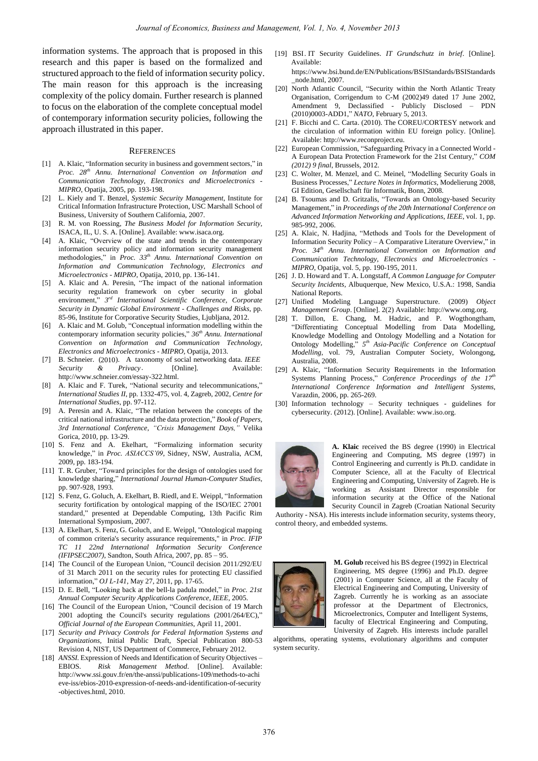information systems. The approach that is proposed in this research and this paper is based on the formalized and structured approach to the field of information security policy. The main reason for this approach is the increasing complexity of the policy domain. Further research is planned to focus on the elaboration of the complete conceptual model of contemporary information security policies, following the approach illustrated in this paper.

## References

[1] A. Klaic, "Information security in business and government sectors," in *Proc. 28th Annu. International Convention on Information and Communication Technology, Electronics and Microelectronics - MIPRO*, Opatija, 2005, pp. 193-198.

[2] L. Kiely and T. Benzel, *Systemic Security Management*, Institute for Critical Information Infrastructure Protection, USC Marshall School of Business, University of Southern California, 2007.

[3] R. M. von Roessing, *The Business Model for Information Security*, ISACA, IL, U. S. A. [Online]. Available: www.isaca.org.

[4] A. Klaic, "Overview of the state and trends in the contemporary information security policy and information security management methodologies," in *Proc. 33th Annu. International Convention on Information and Communication Technology, Electronics and Microelectronics - MIPRO*, Opatija, 2010, pp. 136-141.

[5] A. Klaic and A. Peresin, "The impact of the national information security regulation framework on cyber security in global environment," *3rd International Scientific Conference, Corporate Security in Dynamic Global Environment - Challenges and Risks*, pp. 85-96, Institute for Corporative Security Studies, Ljubljana, 2012.

[6] A. Klaic and M. Golub, "Conceptual information modelling within the contemporary information security policies," *36th Annu. International Convention on Information and Communication Technology, Electronics and Microelectronics - MIPRO*, Opatija, 2013.

[7] B. Schneier. (2010). A taxonomy of social networking data. *IEEE Security & Privacy*. [Online]. Available: http://www.schneier.com/essay-322.html.

[8] A. Klaic and F. Turek, "National security and telecommunications," *International Studies II*, pp. 1332-475, vol. 4, Zagreb, 2002, *Centre for International Studies*, pp. 97-112.

[9] A. Peresin and A. Klaic, "The relation between the concepts of the critical national infrastructure and the data protection," *Book of Papers, 3rd International Conference, "Crisis Management Days,"* Velika Gorica, 2010, pp. 13-29.

[10] S. Fenz and A. Ekelhart, "Formalizing information security knowledge," in *Proc. ASIACCS'09*, Sidney, NSW, Australia, ACM, 2009, pp. 183-194.

[11] T. R. Gruber, "Toward principles for the design of ontologies used for knowledge sharing," *International Journal Human-Computer Studies*, pp. 907-928, 1993.

[12] S. Fenz, G. Goluch, A. Ekelhart, B. Riedl, and E. Weippl, "Information security fortification by ontological mapping of the ISO/IEC 27001 standard," presented at Dependable Computing, 13th Pacific Rim International Symposium, 2007.

[13] A. Ekelhart, S. Fenz, G. Goluch, and E. Weippl, "Ontological mapping of common criteria's security assurance requirements," in *Proc. IFIP TC 11 22nd International Information Security Conference (IFIPSEC2007)*, Sandton, South Africa, 2007, pp. 85 – 95.

[14] The Council of the European Union, "Council decision 2011/292/EU of 31 March 2011 on the security rules for protecting EU classified information," *OJ L-141*, May 27, 2011, pp. 17-65.

[15] D. E. Bell, "Looking back at the bell-la padula model," in *Proc. 21st Annual Computer Security Applications Conference, IEEE*, 2005.

[16] The Council of the European Union, "Council decision of 19 March 2001 adopting the Council's security regulations (2001/264/EC)," *Official Journal of the European Communities*, April 11, 2001.

[17] *Security and Privacy Controls for Federal Information Systems and Organizations*, Initial Public Draft, Special Publication 800-53 Revision 4, NIST, US Department of Commerce, February 2012.

[18] *ANSSI*. Expression of Needs and Identification of Security Objectives – EBIOS. *Risk Management Method*. [Online]. Available: http://www.ssi.gouv.fr/en/the-anssi/publications-109/methods-to-achieve-iss/ebios-2010-expression-of-needs-and-identification-of-security-objectives.html, 2010.

[19] BSI. IT Security Guidelines. *IT Grundschutz in brief*. [Online]. Available: https://www.bsi.bund.de/EN/Publications/BSIStandards/BSIStandards_node.html, 2007.

[20] North Atlantic Council, "Security within the North Atlantic Treaty Organisation, Corrigendum to C-M (2002)49 dated 17 June 2002, Amendment 9, Declassified - Publicly Disclosed – PDN (2010)0003-ADD1," *NATO*, February 5, 2013.

[21] F. Bicchi and C. Carta. (2010). The COREU/CORTESY network and the circulation of information within EU foreign policy. [Online]. Available: http://www.reconproject.eu.

[22] European Commission, "Safeguarding Privacy in a Connected World - A European Data Protection Framework for the 21st Century," *COM (2012) 9 final*, Brussels, 2012.

[23] C. Wolter, M. Menzel, and C. Meinel, "Modelling Security Goals in Business Processes," *Lecture Notes in Informatics*, Modelierung 2008, GI Edition, Gesellschaft für Informatik, Bonn, 2008.

[24] B. Tsoumas and D. Gritzalis, "Towards an Ontology-based Security Management," in *Proceedings of the 20th International Conference on Advanced Information Networking and Applications, IEEE*, vol. 1, pp. 985-992, 2006.

[25] A. Klaic, N. Hadjina, "Methods and Tools for the Development of Information Security Policy – A Comparative Literature Overview," in *Proc. 34th Annu. International Convention on Information and Communication Technology, Electronics and Microelectronics - MIPRO*, Opatija, vol. 5, pp. 190-195, 2011.

[26] J. D. Howard and T. A. Longstaff, *A Common Language for Computer Security Incidents*, Albuquerque, New Mexico, U.S.A.: 1998, Sandia National Reports.

[27] Unified Modeling Language Superstructure. (2009) *Object Management Group*. [Online]. 2(2) Available: http://www.omg.org.

[28] T. Dillon, E. Chang, M. Hadzic, and P. Wogthongtham, "Differentiating Conceptual Modelling from Data Modelling, Knowledge Modelling and Ontology Modelling and a Notation for Ontology Modelling," *5th Asia-Pacific Conference on Conceptual Modelling*, vol. 79, Australian Computer Society, Wolongong, Australia, 2008.

[29] A. Klaic, "Information Security Requirements in the Information Systems Planning Process," *Conference Proceedings of the 17th International Conference Information and Intelligent Systems*, Varazdin, 2006, pp. 265-269.

[30] Information technology – Security techniques - guidelines for cybersecurity. (2012). [Online]. Available: www.iso.org.

**A. Klaic** received the BS degree (1990) in Electrical Engineering and Computing, MS degree (1997) in Control Engineering and currently is Ph.D. candidate in Computer Science, all at the Faculty of Electrical Engineering and Computing, University of Zagreb. He is working as Assistant Director responsible for information security at the Office of the National Security Council in Zagreb (Croatian National Security Authority - NSA). His interests include information security, systems theory, control theory, and embedded systems.

**M. Golub** received his BS degree (1992) in Electrical Engineering, MS degree (1996) and Ph.D. degree (2001) in Computer Science, all at the Faculty of Electrical Engineering and Computing, University of Zagreb. Currently he is working as an associate professor at the Department of Electronics, Microelectronics, Computer and Intelligent Systems, faculty of Electrical Engineering and Computing, University of Zagreb. His interests include parallel algorithms, operating systems, evolutionary algorithms and computer system security.